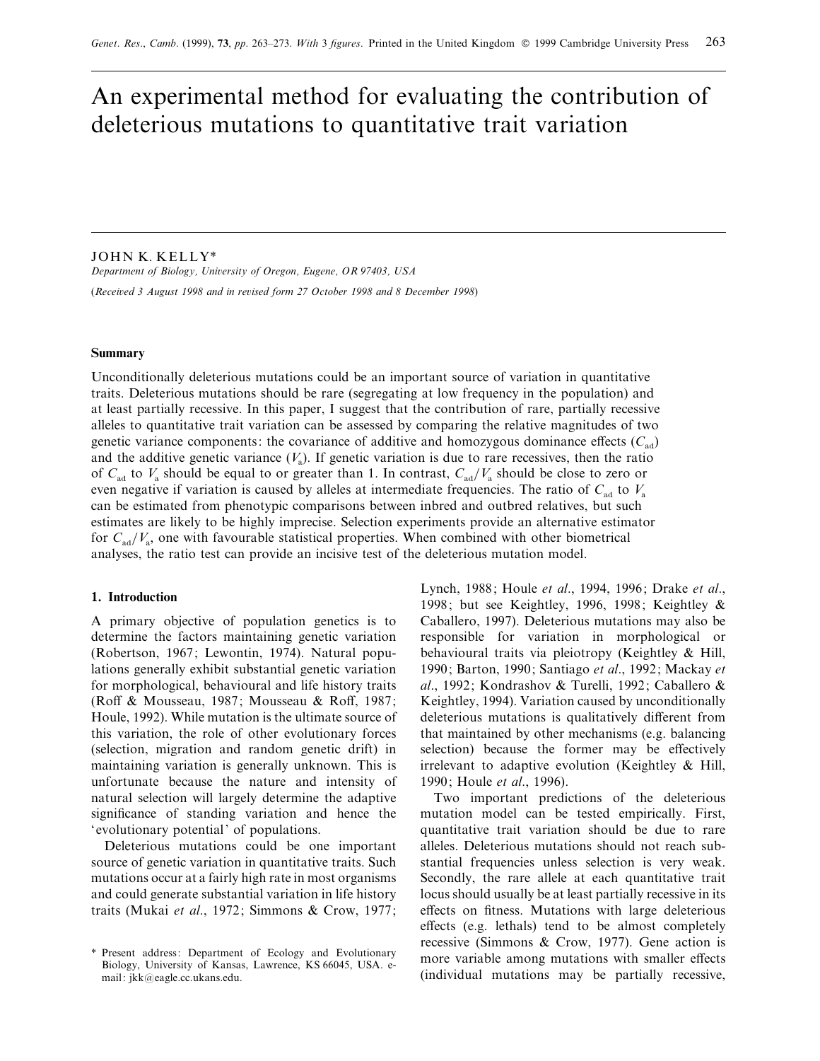# An experimental method for evaluating the contribution of deleterious mutations to quantitative trait variation

JOHN K. KELLY*

*Department of Biology, University of Oregon, Eugene, OR 97403, USA*

(*Received 3 August 1998 and in revised form 27 October 1998 and 8 December 1998*)

### Summary

Unconditionally deleterious mutations could be an important source of variation in quantitative traits. Deleterious mutations should be rare (segregating at low frequency in the population) and at least partially recessive. In this paper, I suggest that the contribution of rare, partially recessive alleles to quantitative trait variation can be assessed by comparing the relative magnitudes of two genetic variance components: the covariance of additive and homozygous dominance effects ($C_{ad}$) and the additive genetic variance ($V_a$). If genetic variation is due to rare recessives, then the ratio of $C_{ad}$ to $V_a$ should be equal to or greater than 1. In contrast, $C_{ad}/V_a$ should be close to zero or even negative if variation is caused by alleles at intermediate frequencies. The ratio of $C_{ad}$ to $V_a$ can be estimated from phenotypic comparisons between inbred and outbred relatives, but such estimates are likely to be highly imprecise. Selection experiments provide an alternative estimator for $C_{ad}/V_a$, one with favourable statistical properties. When combined with other biometrical analyses, the ratio test can provide an incisive test of the deleterious mutation model.

### 1. Introduction

A primary objective of population genetics is to determine the factors maintaining genetic variation (Robertson, 1967; Lewontin, 1974). Natural populations generally exhibit substantial genetic variation for morphological, behavioural and life history traits (Roff & Mousseau, 1987; Mousseau & Roff, 1987; Houle, 1992). While mutation is the ultimate source of this variation, the role of other evolutionary forces (selection, migration and random genetic drift) in maintaining variation is generally unknown. This is unfortunate because the nature and intensity of natural selection will largely determine the adaptive significance of standing variation and hence the 'evolutionary potential' of populations.

Deleterious mutations could be one important source of genetic variation in quantitative traits. Such mutations occur at a fairly high rate in most organisms and could generate substantial variation in life history traits (Mukai *et al*., 1972; Simmons & Crow, 1977; Lynch, 1988; Houle *et al*., 1994, 1996; Drake *et al*., 1998; but see Keightley, 1996, 1998; Keightley & Caballero, 1997). Deleterious mutations may also be responsible for variation in morphological or behavioural traits via pleiotropy (Keightley & Hill, 1990; Barton, 1990; Santiago *et al*., 1992; Mackay *et al*., 1992; Kondrashov & Turelli, 1992; Caballero & Keightley, 1994). Variation caused by unconditionally deleterious mutations is qualitatively different from that maintained by other mechanisms (e.g. balancing selection) because the former may be effectively irrelevant to adaptive evolution (Keightley & Hill, 1990; Houle *et al*., 1996).

Two important predictions of the deleterious mutation model can be tested empirically. First, quantitative trait variation should be due to rare alleles. Deleterious mutations should not reach substantial frequencies unless selection is very weak. Secondly, the rare allele at each quantitative trait locus should usually be at least partially recessive in its effects on fitness. Mutations with large deleterious effects (e.g. lethals) tend to be almost completely recessive (Simmons & Crow, 1977). Gene action is more variable among mutations with smaller effects (individual mutations may be partially recessive,

\* Present address: Department of Ecology and Evolutionary Biology, University of Kansas, Lawrence, KS 66045, USA. e-mail: jkk@eagle.cc.ukans.edu.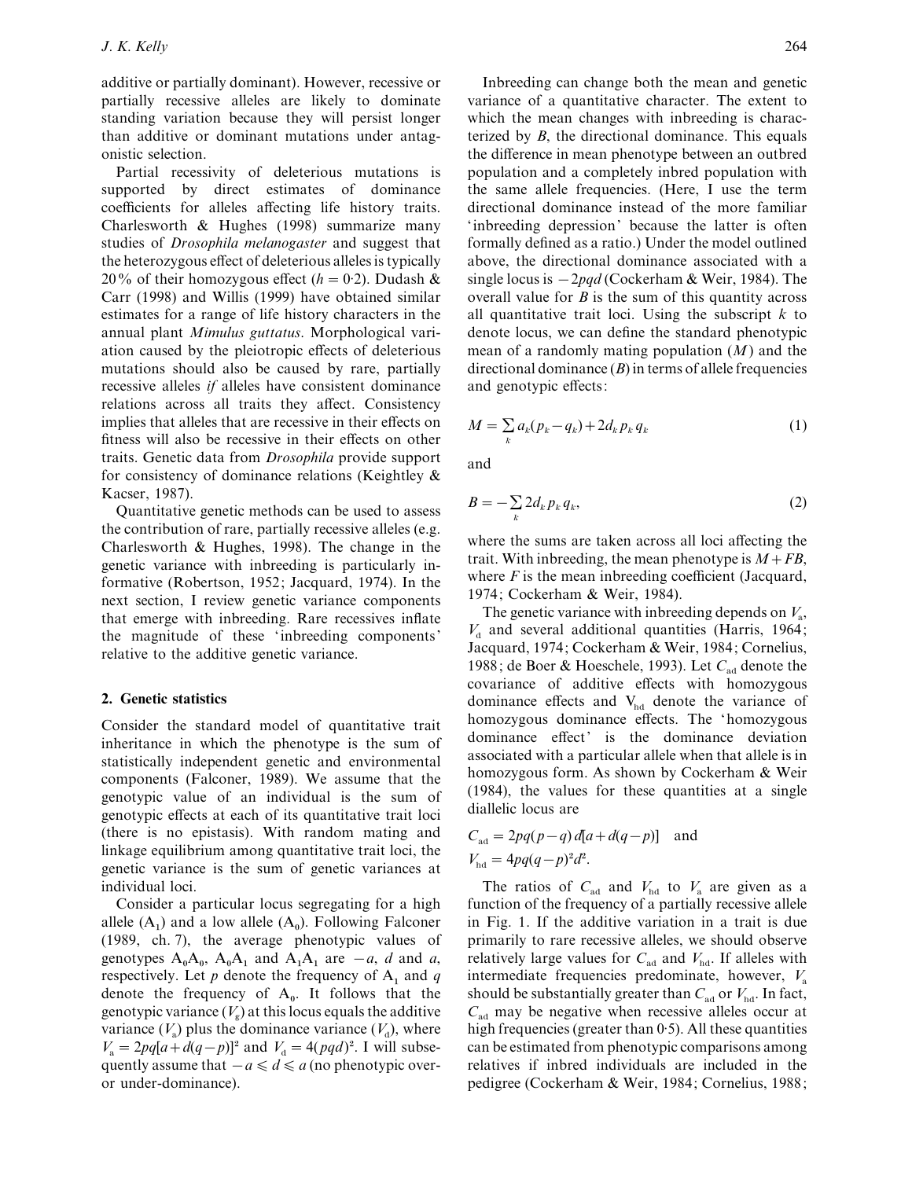additive or partially dominant). However, recessive or partially recessive alleles are likely to dominate standing variation because they will persist longer than additive or dominant mutations under antagonistic selection.

Partial recessivity of deleterious mutations is supported by direct estimates of dominance coefficients for alleles affecting life history traits. Charlesworth & Hughes (1998) summarize many studies of *Drosophila melanogaster* and suggest that the heterozygous effect of deleterious alleles is typically 20% of their homozygous effect ($h = 0.2$). Dudash & Carr (1998) and Willis (1999) have obtained similar estimates for a range of life history characters in the annual plant *Mimulus guttatus*. Morphological variation caused by the pleiotropic effects of deleterious mutations should also be caused by rare, partially recessive alleles *if* alleles have consistent dominance relations across all traits they affect. Consistency implies that alleles that are recessive in their effects on fitness will also be recessive in their effects on other traits. Genetic data from *Drosophila* provide support for consistency of dominance relations (Keightley & Kacser, 1987).

Quantitative genetic methods can be used to assess the contribution of rare, partially recessive alleles (e.g. Charlesworth & Hughes, 1998). The change in the genetic variance with inbreeding is particularly informative (Robertson, 1952; Jacquard, 1974). In the next section, I review genetic variance components that emerge with inbreeding. Rare recessives inflate the magnitude of these 'inbreeding components' relative to the additive genetic variance.

## 2. Genetic statistics

Consider the standard model of quantitative trait inheritance in which the phenotype is the sum of statistically independent genetic and environmental components (Falconer, 1989). We assume that the genotypic value of an individual is the sum of genotypic effects at each of its quantitative trait loci (there is no epistasis). With random mating and linkage equilibrium among quantitative trait loci, the genetic variance is the sum of genetic variances at individual loci.

Consider a particular locus segregating for a high allele ($A_1$) and a low allele ($A_0$). Following Falconer (1989, ch. 7), the average phenotypic values of genotypes $A_0A_0$, $A_0A_1$ and $A_1A_1$ are $-a$, $d$ and $a$, respectively. Let $p$ denote the frequency of $A_1$ and $q$ denote the frequency of $A_0$. It follows that the genotypic variance ($V_g$) at this locus equals the additive variance ($V_a$) plus the dominance variance ($V_d$), where $V_a = 2pq[a+d(q-p)]^2$ and $V_d = 4(pqd)^2$. I will subsequently assume that $-a \leqslant d \leqslant a$ (no phenotypic over- or under-dominance).

Inbreeding can change both the mean and genetic variance of a quantitative character. The extent to which the mean changes with inbreeding is characterized by $B$, the directional dominance. This equals the difference in mean phenotype between an outbred population and a completely inbred population with the same allele frequencies. (Here, I use the term directional dominance instead of the more familiar 'inbreeding depression' because the latter is often formally defined as a ratio.) Under the model outlined above, the directional dominance associated with a single locus is $-2pqd$ (Cockerham & Weir, 1984). The overall value for $B$ is the sum of this quantity across all quantitative trait loci. Using the subscript $k$ to denote locus, we can define the standard phenotypic mean of a randomly mating population ($M$) and the directional dominance ($B$) in terms of allele frequencies and genotypic effects:

$$M = \sum_k a_k(p_k - q_k) + 2d_k p_k q_k \tag{1}$$

and

$$B = -\sum_k 2d_k p_k q_k, \tag{2}$$

where the sums are taken across all loci affecting the trait. With inbreeding, the mean phenotype is $M + FB$, where $F$ is the mean inbreeding coefficient (Jacquard, 1974; Cockerham & Weir, 1984).

The genetic variance with inbreeding depends on $V_a$, $V_d$ and several additional quantities (Harris, 1964; Jacquard, 1974; Cockerham & Weir, 1984; Cornelius, 1988; de Boer & Hoeschele, 1993). Let $C_{ad}$ denote the covariance of additive effects with homozygous dominance effects and $V_{hd}$ denote the variance of homozygous dominance effects. The 'homozygous dominance effect' is the dominance deviation associated with a particular allele when that allele is in homozygous form. As shown by Cockerham & Weir (1984), the values for these quantities at a single diallelic locus are

$$C_{ad} = 2pq(p-q)\,d[a + d(q-p)] \quad \text{and}$$
$$V_{hd} = 4pq(q-p)^2 d^2.$$

The ratios of $C_{ad}$ and $V_{hd}$ to $V_a$ are given as a function of the frequency of a partially recessive allele in Fig. 1. If the additive variation in a trait is due primarily to rare recessive alleles, we should observe relatively large values for $C_{ad}$ and $V_{hd}$. If alleles with intermediate frequencies predominate, however, $V_a$ should be substantially greater than $C_{ad}$ or $V_{hd}$. In fact, $C_{ad}$ may be negative when recessive alleles occur at high frequencies (greater than 0.5). All these quantities can be estimated from phenotypic comparisons among relatives if inbred individuals are included in the pedigree (Cockerham & Weir, 1984; Cornelius, 1988;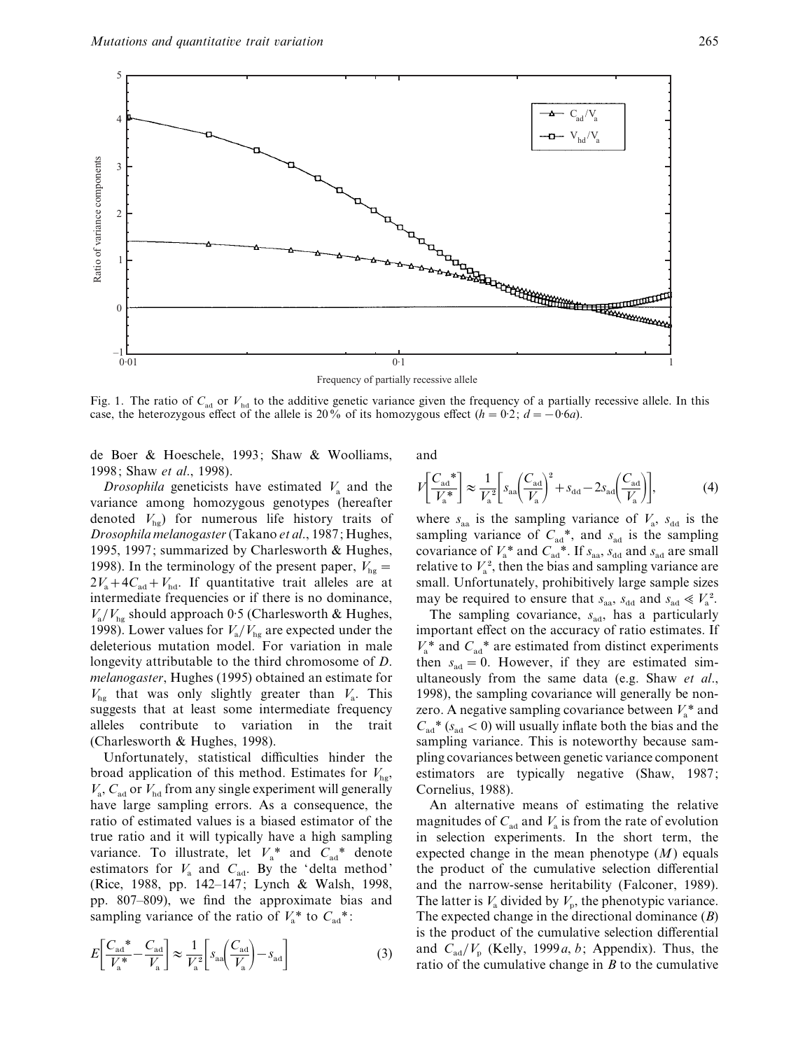Fig. 1. The ratio of $C_{ad}$ or $V_{hd}$ to the additive genetic variance given the frequency of a partially recessive allele. In this case, the heterozygous effect of the allele is 20% of its homozygous effect ($h = 0{\cdot}2$; $d = -0{\cdot}6a$).

de Boer & Hoeschele, 1993; Shaw & Woolliams, 1998; Shaw *et al.*, 1998).

*Drosophila* geneticists have estimated $V_a$ and the variance among homozygous genotypes (hereafter denoted $V_{hg}$) for numerous life history traits of *Drosophila melanogaster* (Takano *et al.*, 1987; Hughes, 1995, 1997; summarized by Charlesworth & Hughes, 1998). In the terminology of the present paper, $V_{hg} = 2V_a + 4C_{ad} + V_{hd}$. If quantitative trait alleles are at intermediate frequencies or if there is no dominance, $V_a/V_{hg}$ should approach 0·5 (Charlesworth & Hughes, 1998). Lower values for $V_a/V_{hg}$ are expected under the deleterious mutation model. For variation in male longevity attributable to the third chromosome of *D. melanogaster*, Hughes (1995) obtained an estimate for $V_{hg}$ that was only slightly greater than $V_a$. This suggests that at least some intermediate frequency alleles contribute to variation in the trait (Charlesworth & Hughes, 1998).

Unfortunately, statistical difficulties hinder the broad application of this method. Estimates for $V_{hg}$, $V_a$, $C_{ad}$ or $V_{hd}$ from any single experiment will generally have large sampling errors. As a consequence, the ratio of estimated values is a biased estimator of the true ratio and it will typically have a high sampling variance. To illustrate, let $V_a{}^*$ and $C_{ad}{}^*$ denote estimators for $V_a$ and $C_{ad}$. By the 'delta method' (Rice, 1988, pp. 142–147; Lynch & Walsh, 1998, pp. 807–809), we find the approximate bias and sampling variance of the ratio of $V_a{}^*$ to $C_{ad}{}^*$:

$$E\left[\frac{C_{ad}{}^*}{V_a{}^*} - \frac{C_{ad}}{V_a}\right] \approx \frac{1}{V_a^2}\left[s_{aa}\left(\frac{C_{ad}}{V_a}\right) - s_{ad}\right] \tag{3}$$

and

$$V\left[\frac{C_{ad}{}^*}{V_a{}^*}\right] \approx \frac{1}{V_a^2}\left[s_{aa}\left(\frac{C_{ad}}{V_a}\right)^2 + s_{dd} - 2s_{ad}\left(\frac{C_{ad}}{V_a}\right)\right], \tag{4}$$

where $s_{aa}$ is the sampling variance of $V_a$, $s_{dd}$ is the sampling variance of $C_{ad}{}^*$, and $s_{ad}$ is the sampling covariance of $V_a{}^*$ and $C_{ad}{}^*$. If $s_{aa}$, $s_{dd}$ and $s_{ad}$ are small relative to $V_a^2$, then the bias and sampling variance are small. Unfortunately, prohibitively large sample sizes may be required to ensure that $s_{aa}$, $s_{dd}$ and $s_{ad} \ll V_a^2$.

The sampling covariance, $s_{ad}$, has a particularly important effect on the accuracy of ratio estimates. If $V_a{}^*$ and $C_{ad}{}^*$ are estimated from distinct experiments then $s_{ad} = 0$. However, if they are estimated simultaneously from the same data (e.g. Shaw *et al.*, 1998), the sampling covariance will generally be nonzero. A negative sampling covariance between $V_a{}^*$ and $C_{ad}{}^*$ ($s_{ad} < 0$) will usually inflate both the bias and the sampling variance. This is noteworthy because sampling covariances between genetic variance component estimators are typically negative (Shaw, 1987; Cornelius, 1988).

An alternative means of estimating the relative magnitudes of $C_{ad}$ and $V_a$ is from the rate of evolution in selection experiments. In the short term, the expected change in the mean phenotype ($M$) equals the product of the cumulative selection differential and the narrow-sense heritability (Falconer, 1989). The latter is $V_a$ divided by $V_p$, the phenotypic variance. The expected change in the directional dominance ($B$) is the product of the cumulative selection differential and $C_{ad}/V_p$ (Kelly, 1999*a*, *b*; Appendix). Thus, the ratio of the cumulative change in $B$ to the cumulative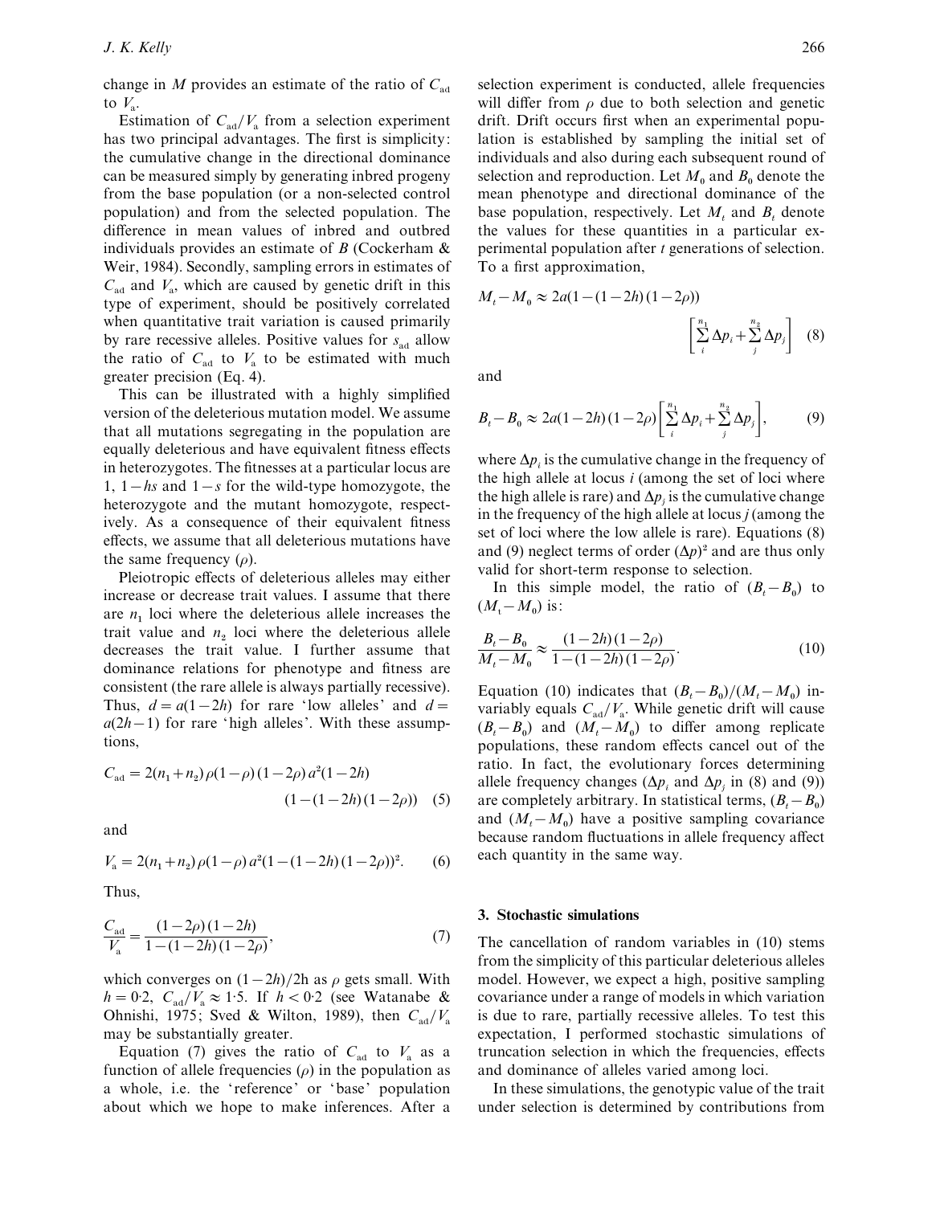change in $M$ provides an estimate of the ratio of $C_{ad}$ to $V_a$.

Estimation of $C_{ad}/V_a$ from a selection experiment has two principal advantages. The first is simplicity: the cumulative change in the directional dominance can be measured simply by generating inbred progeny from the base population (or a non-selected control population) and from the selected population. The difference in mean values of inbred and outbred individuals provides an estimate of $B$ (Cockerham & Weir, 1984). Secondly, sampling errors in estimates of $C_{ad}$ and $V_a$, which are caused by genetic drift in this type of experiment, should be positively correlated when quantitative trait variation is caused primarily by rare recessive alleles. Positive values for $s_{ad}$ allow the ratio of $C_{ad}$ to $V_a$ to be estimated with much greater precision (Eq. 4).

This can be illustrated with a highly simplified version of the deleterious mutation model. We assume that all mutations segregating in the population are equally deleterious and have equivalent fitness effects in heterozygotes. The fitnesses at a particular locus are 1, $1-hs$ and $1-s$ for the wild-type homozygote, the heterozygote and the mutant homozygote, respectively. As a consequence of their equivalent fitness effects, we assume that all deleterious mutations have the same frequency ($\rho$).

Pleiotropic effects of deleterious alleles may either increase or decrease trait values. I assume that there are $n_1$ loci where the deleterious allele increases the trait value and $n_2$ loci where the deleterious allele decreases the trait value. I further assume that dominance relations for phenotype and fitness are consistent (the rare allele is always partially recessive). Thus, $d = a(1-2h)$ for rare 'low alleles' and $d = a(2h-1)$ for rare 'high alleles'. With these assumptions,

$$C_{ad} = 2(n_1+n_2)\rho(1-\rho)(1-2\rho)a^2(1-2h)(1-(1-2h)(1-2\rho)) \quad (5)$$

and

$$V_a = 2(n_1+n_2)\rho(1-\rho)a^2(1-(1-2h)(1-2\rho))^2. \quad (6)$$

Thus,

$$\frac{C_{ad}}{V_a} = \frac{(1-2\rho)(1-2h)}{1-(1-2h)(1-2\rho)}, \quad (7)$$

which converges on $(1-2h)/2h$ as $\rho$ gets small. With $h = 0{\cdot}2$, $C_{ad}/V_a \approx 1{\cdot}5$. If $h < 0{\cdot}2$ (see Watanabe & Ohnishi, 1975; Sved & Wilton, 1989), then $C_{ad}/V_a$ may be substantially greater.

Equation (7) gives the ratio of $C_{ad}$ to $V_a$ as a function of allele frequencies ($\rho$) in the population as a whole, i.e. the 'reference' or 'base' population about which we hope to make inferences. After a selection experiment is conducted, allele frequencies will differ from $\rho$ due to both selection and genetic drift. Drift occurs first when an experimental population is established by sampling the initial set of individuals and also during each subsequent round of selection and reproduction. Let $M_0$ and $B_0$ denote the mean phenotype and directional dominance of the base population, respectively. Let $M_t$ and $B_t$ denote the values for these quantities in a particular experimental population after $t$ generations of selection. To a first approximation,

$$M_t - M_0 \approx 2a(1-(1-2h)(1-2\rho))\left[\sum_i^{n_1}\Delta p_i + \sum_j^{n_2}\Delta p_j\right] \quad (8)$$

and

$$B_t - B_0 \approx 2a(1-2h)(1-2\rho)\left[\sum_i^{n_1}\Delta p_i + \sum_j^{n_2}\Delta p_j\right], \quad (9)$$

where $\Delta p_i$ is the cumulative change in the frequency of the high allele at locus $i$ (among the set of loci where the high allele is rare) and $\Delta p_j$ is the cumulative change in the frequency of the high allele at locus $j$ (among the set of loci where the low allele is rare). Equations (8) and (9) neglect terms of order $(\Delta p)^2$ and are thus only valid for short-term response to selection.

In this simple model, the ratio of $(B_t - B_0)$ to $(M_t - M_0)$ is:

$$\frac{B_t - B_0}{M_t - M_0} \approx \frac{(1-2h)(1-2\rho)}{1-(1-2h)(1-2\rho)}. \quad (10)$$

Equation (10) indicates that $(B_t - B_0)/(M_t - M_0)$ invariably equals $C_{ad}/V_a$. While genetic drift will cause $(B_t - B_0)$ and $(M_t - M_0)$ to differ among replicate populations, these random effects cancel out of the ratio. In fact, the evolutionary forces determining allele frequency changes ($\Delta p_i$ and $\Delta p_j$ in (8) and (9)) are completely arbitrary. In statistical terms, $(B_t - B_0)$ and $(M_t - M_0)$ have a positive sampling covariance because random fluctuations in allele frequency affect each quantity in the same way.

### 3. Stochastic simulations

The cancellation of random variables in (10) stems from the simplicity of this particular deleterious alleles model. However, we expect a high, positive sampling covariance under a range of models in which variation is due to rare, partially recessive alleles. To test this expectation, I performed stochastic simulations of truncation selection in which the frequencies, effects and dominance of alleles varied among loci.

In these simulations, the genotypic value of the trait under selection is determined by contributions from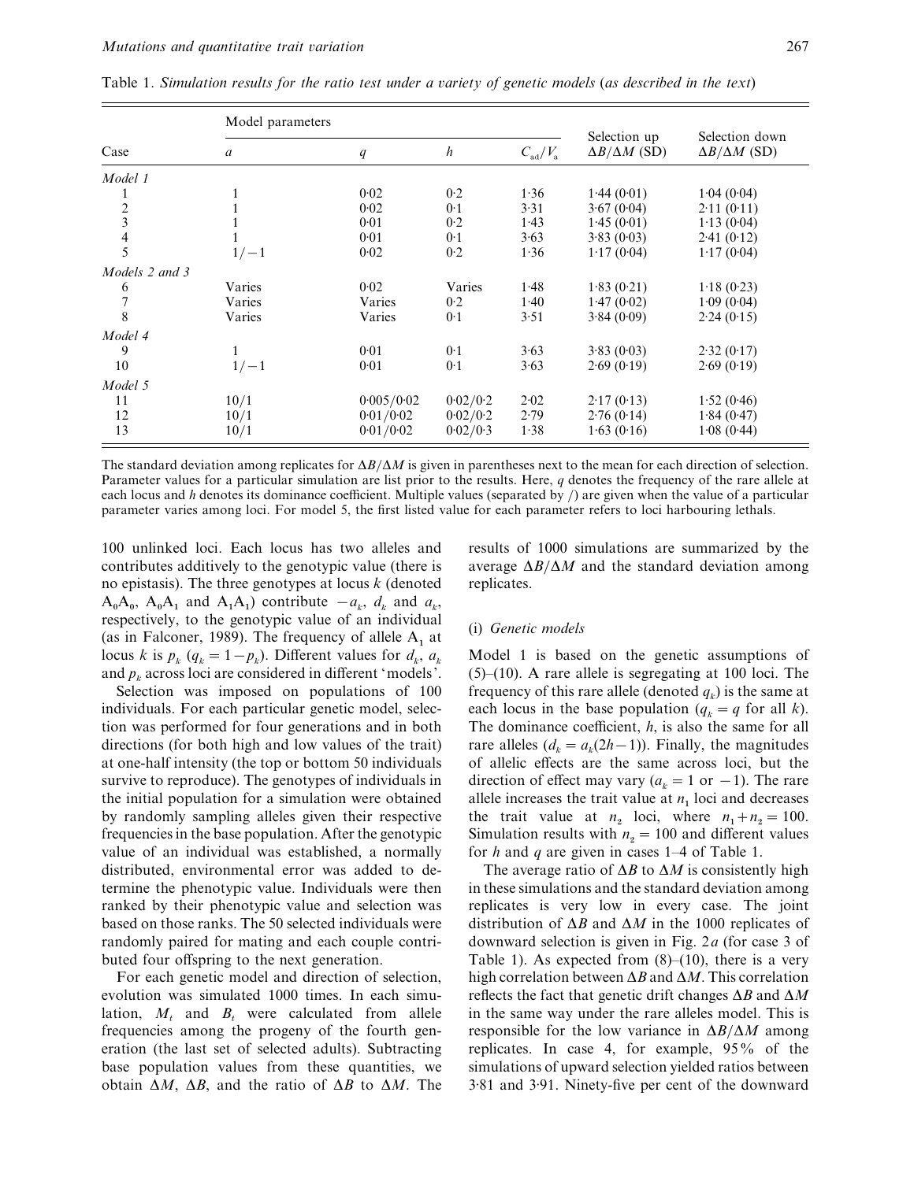Table 1. *Simulation results for the ratio test under a variety of genetic models (as described in the text)*

| Case | Model parameters | | | | Selection up $\Delta B/\Delta M$ (SD) | Selection down $\Delta B/\Delta M$ (SD) |
|---|---|---|---|---|---|---|
| | $a$ | $q$ | $h$ | $C_{ad}/V_a$ | | |
| *Model 1* | | | | | | |
| 1 | 1 | 0·02 | 0·2 | 1·36 | 1·44 (0·01) | 1·04 (0·04) |
| 2 | 1 | 0·02 | 0·1 | 3·31 | 3·67 (0·04) | 2·11 (0·11) |
| 3 | 1 | 0·01 | 0·2 | 1·43 | 1·45 (0·01) | 1·13 (0·04) |
| 4 | 1 | 0·01 | 0·1 | 3·63 | 3·83 (0·03) | 2·41 (0·12) |
| 5 | 1/−1 | 0·02 | 0·2 | 1·36 | 1·17 (0·04) | 1·17 (0·04) |
| *Models 2 and 3* | | | | | | |
| 6 | Varies | 0·02 | Varies | 1·48 | 1·83 (0·21) | 1·18 (0·23) |
| 7 | Varies | Varies | 0·2 | 1·40 | 1·47 (0·02) | 1·09 (0·04) |
| 8 | Varies | Varies | 0·1 | 3·51 | 3·84 (0·09) | 2·24 (0·15) |
| *Model 4* | | | | | | |
| 9 | 1 | 0·01 | 0·1 | 3·63 | 3·83 (0·03) | 2·32 (0·17) |
| 10 | 1/−1 | 0·01 | 0·1 | 3·63 | 2·69 (0·19) | 2·69 (0·19) |
| *Model 5* | | | | | | |
| 11 | 10/1 | 0·005/0·02 | 0·02/0·2 | 2·02 | 2·17 (0·13) | 1·52 (0·46) |
| 12 | 10/1 | 0·01/0·02 | 0·02/0·2 | 2·79 | 2·76 (0·14) | 1·84 (0·47) |
| 13 | 10/1 | 0·01/0·02 | 0·02/0·3 | 1·38 | 1·63 (0·16) | 1·08 (0·44) |

The standard deviation among replicates for $\Delta B/\Delta M$ is given in parentheses next to the mean for each direction of selection. Parameter values for a particular simulation are list prior to the results. Here, $q$ denotes the frequency of the rare allele at each locus and $h$ denotes its dominance coefficient. Multiple values (separated by /) are given when the value of a particular parameter varies among loci. For model 5, the first listed value for each parameter refers to loci harbouring lethals.

100 unlinked loci. Each locus has two alleles and contributes additively to the genotypic value (there is no epistasis). The three genotypes at locus $k$ (denoted $A_0A_0$, $A_0A_1$ and $A_1A_1$) contribute $-a_k$, $d_k$ and $a_k$, respectively, to the genotypic value of an individual (as in Falconer, 1989). The frequency of allele $A_1$ at locus $k$ is $p_k$ ($q_k = 1 - p_k$). Different values for $d_k$, $a_k$ and $p_k$ across loci are considered in different 'models'.

Selection was imposed on populations of 100 individuals. For each particular genetic model, selection was performed for four generations and in both directions (for both high and low values of the trait) at one-half intensity (the top or bottom 50 individuals survive to reproduce). The genotypes of individuals in the initial population for a simulation were obtained by randomly sampling alleles given their respective frequencies in the base population. After the genotypic value of an individual was established, a normally distributed, environmental error was added to determine the phenotypic value. Individuals were then ranked by their phenotypic value and selection was based on those ranks. The 50 selected individuals were randomly paired for mating and each couple contributed four offspring to the next generation.

For each genetic model and direction of selection, evolution was simulated 1000 times. In each simulation, $M_t$ and $B_t$ were calculated from allele frequencies among the progeny of the fourth generation (the last set of selected adults). Subtracting base population values from these quantities, we obtain $\Delta M$, $\Delta B$, and the ratio of $\Delta B$ to $\Delta M$. The results of 1000 simulations are summarized by the average $\Delta B/\Delta M$ and the standard deviation among replicates.

### (i) *Genetic models*

Model 1 is based on the genetic assumptions of (5)–(10). A rare allele is segregating at 100 loci. The frequency of this rare allele (denoted $q_k$) is the same at each locus in the base population ($q_k = q$ for all $k$). The dominance coefficient, $h$, is also the same for all rare alleles ($d_k = a_k(2h-1)$). Finally, the magnitudes of allelic effects are the same across loci, but the direction of effect may vary ($a_k = 1$ or $-1$). The rare allele increases the trait value at $n_1$ loci and decreases the trait value at $n_2$ loci, where $n_1 + n_2 = 100$. Simulation results with $n_2 = 100$ and different values for $h$ and $q$ are given in cases 1–4 of Table 1.

The average ratio of $\Delta B$ to $\Delta M$ is consistently high in these simulations and the standard deviation among replicates is very low in every case. The joint distribution of $\Delta B$ and $\Delta M$ in the 1000 replicates of downward selection is given in Fig. 2*a* (for case 3 of Table 1). As expected from (8)–(10), there is a very high correlation between $\Delta B$ and $\Delta M$. This correlation reflects the fact that genetic drift changes $\Delta B$ and $\Delta M$ in the same way under the rare alleles model. This is responsible for the low variance in $\Delta B/\Delta M$ among replicates. In case 4, for example, 95% of the simulations of upward selection yielded ratios between 3·81 and 3·91. Ninety-five per cent of the downward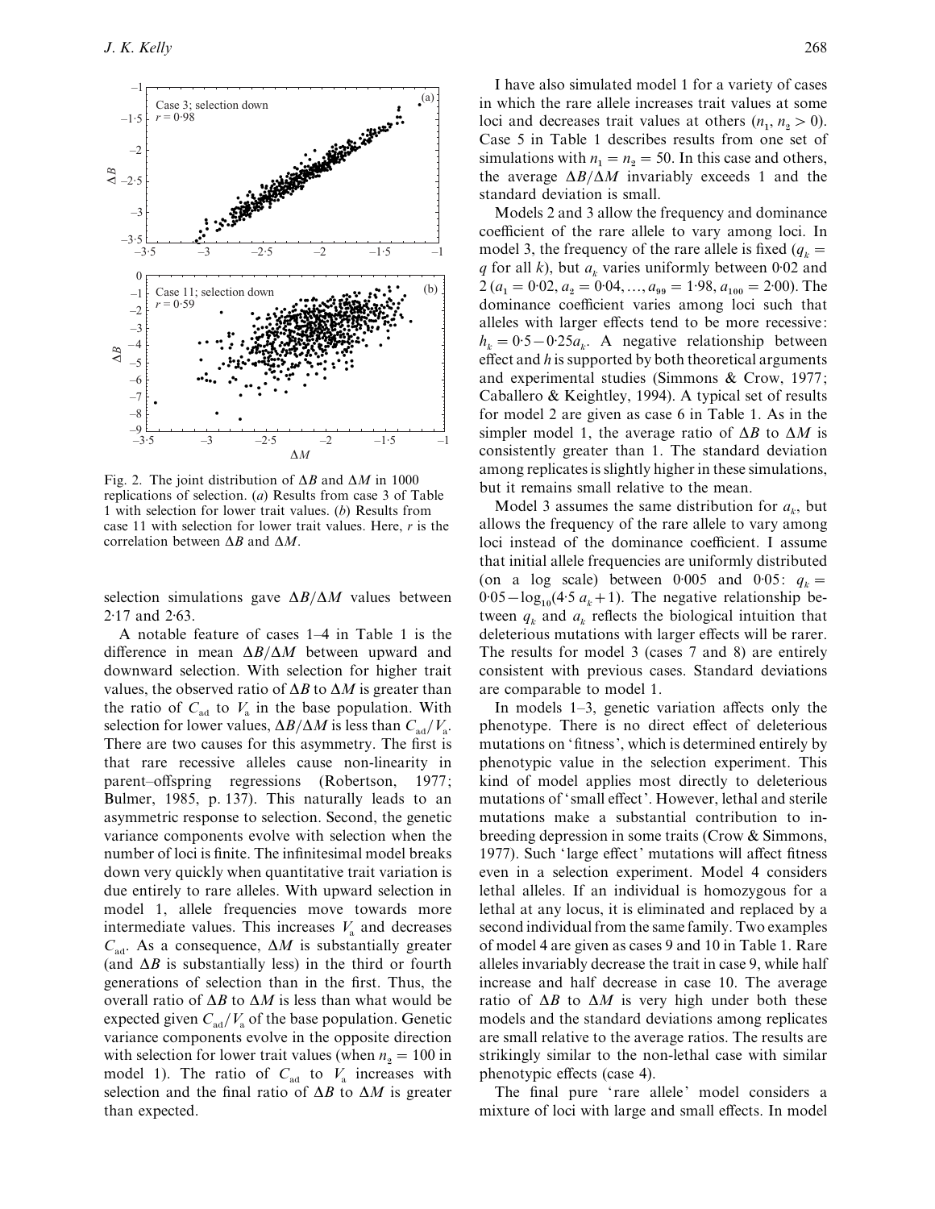Fig. 2. The joint distribution of $\Delta B$ and $\Delta M$ in 1000 replications of selection. (*a*) Results from case 3 of Table 1 with selection for lower trait values. (*b*) Results from case 11 with selection for lower trait values. Here, $r$ is the correlation between $\Delta B$ and $\Delta M$.

selection simulations gave $\Delta B/\Delta M$ values between 2·17 and 2·63.

A notable feature of cases 1–4 in Table 1 is the difference in mean $\Delta B/\Delta M$ between upward and downward selection. With selection for higher trait values, the observed ratio of $\Delta B$ to $\Delta M$ is greater than the ratio of $C_{ad}$ to $V_a$ in the base population. With selection for lower values, $\Delta B/\Delta M$ is less than $C_{ad}/V_a$. There are two causes for this asymmetry. The first is that rare recessive alleles cause non-linearity in parent–offspring regressions (Robertson, 1977; Bulmer, 1985, p. 137). This naturally leads to an asymmetric response to selection. Second, the genetic variance components evolve with selection when the number of loci is finite. The infinitesimal model breaks down very quickly when quantitative trait variation is due entirely to rare alleles. With upward selection in model 1, allele frequencies move towards more intermediate values. This increases $V_a$ and decreases $C_{ad}$. As a consequence, $\Delta M$ is substantially greater (and $\Delta B$ is substantially less) in the third or fourth generations of selection than in the first. Thus, the overall ratio of $\Delta B$ to $\Delta M$ is less than what would be expected given $C_{ad}/V_a$ of the base population. Genetic variance components evolve in the opposite direction with selection for lower trait values (when $n_2 = 100$ in model 1). The ratio of $C_{ad}$ to $V_a$ increases with selection and the final ratio of $\Delta B$ to $\Delta M$ is greater than expected.

I have also simulated model 1 for a variety of cases in which the rare allele increases trait values at some loci and decreases trait values at others ($n_1, n_2 > 0$). Case 5 in Table 1 describes results from one set of simulations with $n_1 = n_2 = 50$. In this case and others, the average $\Delta B/\Delta M$ invariably exceeds 1 and the standard deviation is small.

Models 2 and 3 allow the frequency and dominance coefficient of the rare allele to vary among loci. In model 3, the frequency of the rare allele is fixed ($q_k = q$ for all $k$), but $a_k$ varies uniformly between 0·02 and 2 ($a_1 = 0{\cdot}02$, $a_2 = 0{\cdot}04, \ldots, a_{99} = 1{\cdot}98$, $a_{100} = 2{\cdot}00$). The dominance coefficient varies among loci such that alleles with larger effects tend to be more recessive: $h_k = 0{\cdot}5 - 0{\cdot}25a_k$. A negative relationship between effect and $h$ is supported by both theoretical arguments and experimental studies (Simmons & Crow, 1977; Caballero & Keightley, 1994). A typical set of results for model 2 are given as case 6 in Table 1. As in the simpler model 1, the average ratio of $\Delta B$ to $\Delta M$ is consistently greater than 1. The standard deviation among replicates is slightly higher in these simulations, but it remains small relative to the mean.

Model 3 assumes the same distribution for $a_k$, but allows the frequency of the rare allele to vary among loci instead of the dominance coefficient. I assume that initial allele frequencies are uniformly distributed (on a log scale) between 0·005 and 0·05: $q_k = 0{\cdot}05 - \log_{10}(4{\cdot}5\, a_k + 1)$. The negative relationship between $q_k$ and $a_k$ reflects the biological intuition that deleterious mutations with larger effects will be rarer. The results for model 3 (cases 7 and 8) are entirely consistent with previous cases. Standard deviations are comparable to model 1.

In models 1–3, genetic variation affects only the phenotype. There is no direct effect of deleterious mutations on 'fitness', which is determined entirely by phenotypic value in the selection experiment. This kind of model applies most directly to deleterious mutations of 'small effect'. However, lethal and sterile mutations make a substantial contribution to inbreeding depression in some traits (Crow & Simmons, 1977). Such 'large effect' mutations will affect fitness even in a selection experiment. Model 4 considers lethal alleles. If an individual is homozygous for a lethal at any locus, it is eliminated and replaced by a second individual from the same family. Two examples of model 4 are given as cases 9 and 10 in Table 1. Rare alleles invariably decrease the trait in case 9, while half increase and half decrease in case 10. The average ratio of $\Delta B$ to $\Delta M$ is very high under both these models and the standard deviations among replicates are small relative to the average ratios. The results are strikingly similar to the non-lethal case with similar phenotypic effects (case 4).

The final pure 'rare allele' model considers a mixture of loci with large and small effects. In model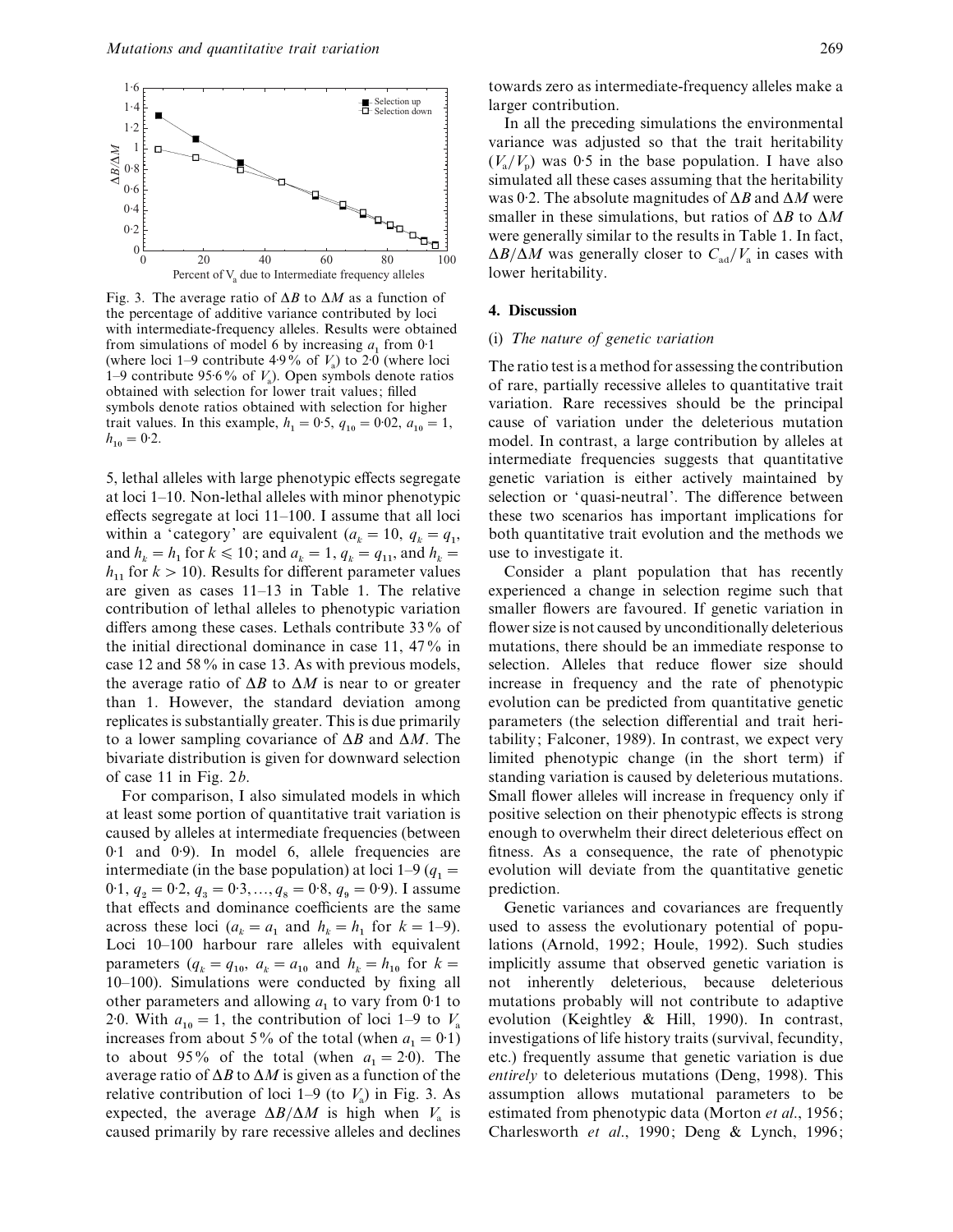Fig. 3. The average ratio of $\Delta B$ to $\Delta M$ as a function of the percentage of additive variance contributed by loci with intermediate-frequency alleles. Results were obtained from simulations of model 6 by increasing $a_1$ from 0·1 (where loci 1–9 contribute 4·9% of $V_a$) to 2·0 (where loci 1–9 contribute 95·6% of $V_a$). Open symbols denote ratios obtained with selection for lower trait values; filled symbols denote ratios obtained with selection for higher trait values. In this example, $h_1 = 0{\cdot}5$, $q_{10} = 0{\cdot}02$, $a_{10} = 1$, $h_{10} = 0{\cdot}2$.

5, lethal alleles with large phenotypic effects segregate at loci 1–10. Non-lethal alleles with minor phenotypic effects segregate at loci 11–100. I assume that all loci within a 'category' are equivalent ($a_k = 10$, $q_k = q_1$, and $h_k = h_1$ for $k \leqslant 10$; and $a_k = 1$, $q_k = q_{11}$, and $h_k = h_{11}$ for $k > 10$). Results for different parameter values are given as cases 11–13 in Table 1. The relative contribution of lethal alleles to phenotypic variation differs among these cases. Lethals contribute 33% of the initial directional dominance in case 11, 47% in case 12 and 58% in case 13. As with previous models, the average ratio of $\Delta B$ to $\Delta M$ is near to or greater than 1. However, the standard deviation among replicates is substantially greater. This is due primarily to a lower sampling covariance of $\Delta B$ and $\Delta M$. The bivariate distribution is given for downward selection of case 11 in Fig. 2*b*.

For comparison, I also simulated models in which at least some portion of quantitative trait variation is caused by alleles at intermediate frequencies (between 0·1 and 0·9). In model 6, allele frequencies are intermediate (in the base population) at loci 1–9 ($q_1 = 0{\cdot}1$, $q_2 = 0{\cdot}2$, $q_3 = 0{\cdot}3, \ldots, q_8 = 0{\cdot}8$, $q_9 = 0{\cdot}9$). I assume that effects and dominance coefficients are the same across these loci ($a_k = a_1$ and $h_k = h_1$ for $k = 1$–9). Loci 10–100 harbour rare alleles with equivalent parameters ($q_k = q_{10}$, $a_k = a_{10}$ and $h_k = h_{10}$ for $k =$ 10–100). Simulations were conducted by fixing all other parameters and allowing $a_1$ to vary from 0·1 to 2·0. With $a_{10} = 1$, the contribution of loci 1–9 to $V_a$ increases from about 5% of the total (when $a_1 = 0{\cdot}1$) to about 95% of the total (when $a_1 = 2{\cdot}0$). The average ratio of $\Delta B$ to $\Delta M$ is given as a function of the relative contribution of loci 1–9 (to $V_a$) in Fig. 3. As expected, the average $\Delta B/\Delta M$ is high when $V_a$ is caused primarily by rare recessive alleles and declines towards zero as intermediate-frequency alleles make a larger contribution.

In all the preceding simulations the environmental variance was adjusted so that the trait heritability ($V_a/V_p$) was 0·5 in the base population. I have also simulated all these cases assuming that the heritability was 0·2. The absolute magnitudes of $\Delta B$ and $\Delta M$ were smaller in these simulations, but ratios of $\Delta B$ to $\Delta M$ were generally similar to the results in Table 1. In fact, $\Delta B/\Delta M$ was generally closer to $C_{ad}/V_a$ in cases with lower heritability.

## 4. Discussion

### (i) *The nature of genetic variation*

The ratio test is a method for assessing the contribution of rare, partially recessive alleles to quantitative trait variation. Rare recessives should be the principal cause of variation under the deleterious mutation model. In contrast, a large contribution by alleles at intermediate frequencies suggests that quantitative genetic variation is either actively maintained by selection or 'quasi-neutral'. The difference between these two scenarios has important implications for both quantitative trait evolution and the methods we use to investigate it.

Consider a plant population that has recently experienced a change in selection regime such that smaller flowers are favoured. If genetic variation in flower size is not caused by unconditionally deleterious mutations, there should be an immediate response to selection. Alleles that reduce flower size should increase in frequency and the rate of phenotypic evolution can be predicted from quantitative genetic parameters (the selection differential and trait heritability; Falconer, 1989). In contrast, we expect very limited phenotypic change (in the short term) if standing variation is caused by deleterious mutations. Small flower alleles will increase in frequency only if positive selection on their phenotypic effects is strong enough to overwhelm their direct deleterious effect on fitness. As a consequence, the rate of phenotypic evolution will deviate from the quantitative genetic prediction.

Genetic variances and covariances are frequently used to assess the evolutionary potential of populations (Arnold, 1992; Houle, 1992). Such studies implicitly assume that observed genetic variation is not inherently deleterious, because deleterious mutations probably will not contribute to adaptive evolution (Keightley & Hill, 1990). In contrast, investigations of life history traits (survival, fecundity, etc.) frequently assume that genetic variation is due *entirely* to deleterious mutations (Deng, 1998). This assumption allows mutational parameters to be estimated from phenotypic data (Morton *et al.*, 1956; Charlesworth *et al.*, 1990; Deng & Lynch, 1996;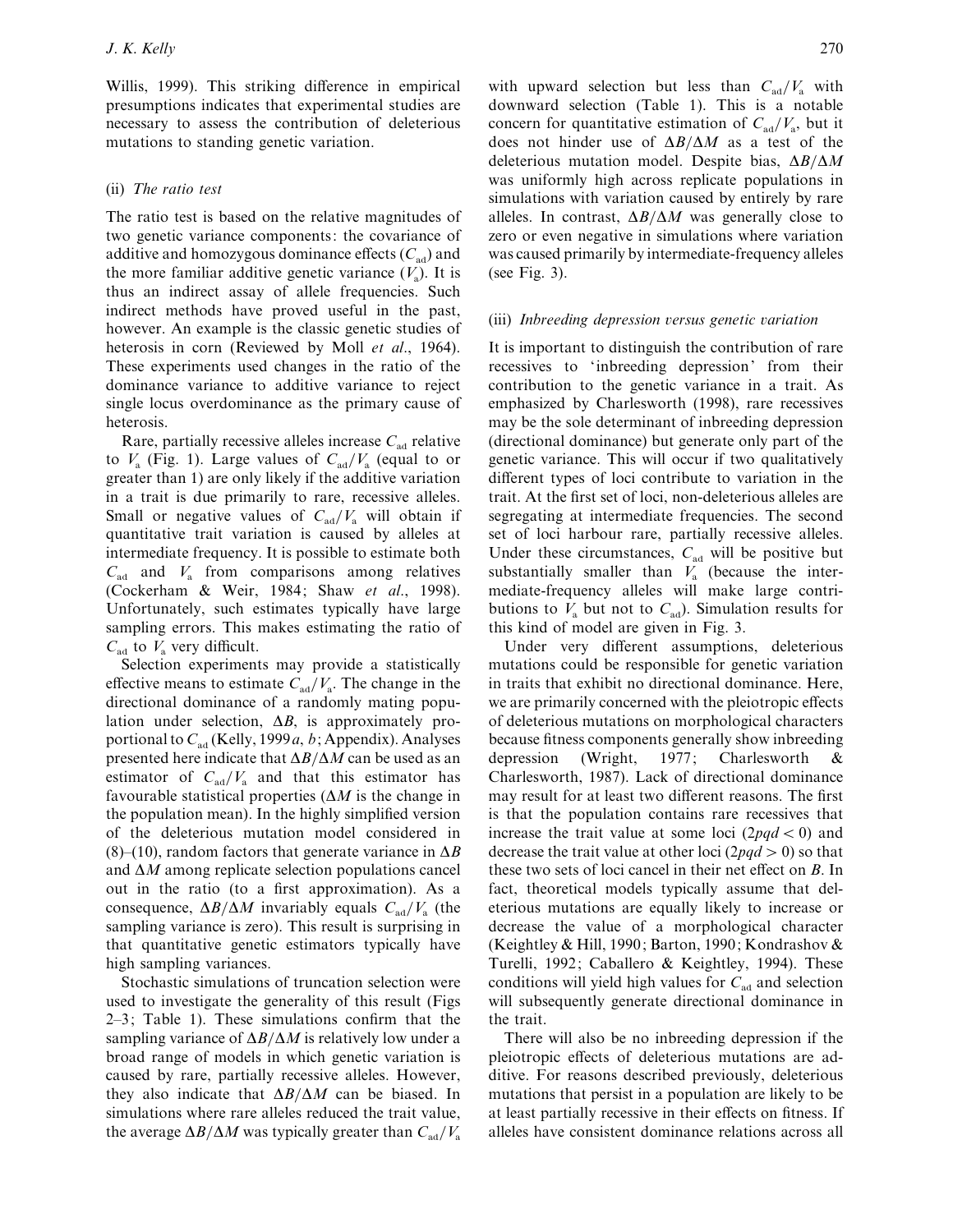Willis, 1999). This striking difference in empirical presumptions indicates that experimental studies are necessary to assess the contribution of deleterious mutations to standing genetic variation.

### (ii) *The ratio test*

The ratio test is based on the relative magnitudes of two genetic variance components: the covariance of additive and homozygous dominance effects ($C_{ad}$) and the more familiar additive genetic variance ($V_a$). It is thus an indirect assay of allele frequencies. Such indirect methods have proved useful in the past, however. An example is the classic genetic studies of heterosis in corn (Reviewed by Moll *et al.*, 1964). These experiments used changes in the ratio of the dominance variance to additive variance to reject single locus overdominance as the primary cause of heterosis.

Rare, partially recessive alleles increase $C_{ad}$ relative to $V_a$ (Fig. 1). Large values of $C_{ad}/V_a$ (equal to or greater than 1) are only likely if the additive variation in a trait is due primarily to rare, recessive alleles. Small or negative values of $C_{ad}/V_a$ will obtain if quantitative trait variation is caused by alleles at intermediate frequency. It is possible to estimate both $C_{ad}$ and $V_a$ from comparisons among relatives (Cockerham & Weir, 1984; Shaw *et al.*, 1998). Unfortunately, such estimates typically have large sampling errors. This makes estimating the ratio of $C_{ad}$ to $V_a$ very difficult.

Selection experiments may provide a statistically effective means to estimate $C_{ad}/V_a$. The change in the directional dominance of a randomly mating population under selection, $\Delta B$, is approximately proportional to $C_{ad}$ (Kelly, 1999*a*, *b*; Appendix). Analyses presented here indicate that $\Delta B/\Delta M$ can be used as an estimator of $C_{ad}/V_a$ and that this estimator has favourable statistical properties ($\Delta M$ is the change in the population mean). In the highly simplified version of the deleterious mutation model considered in (8)–(10), random factors that generate variance in $\Delta B$ and $\Delta M$ among replicate selection populations cancel out in the ratio (to a first approximation). As a consequence, $\Delta B/\Delta M$ invariably equals $C_{ad}/V_a$ (the sampling variance is zero). This result is surprising in that quantitative genetic estimators typically have high sampling variances.

Stochastic simulations of truncation selection were used to investigate the generality of this result (Figs 2–3; Table 1). These simulations confirm that the sampling variance of $\Delta B/\Delta M$ is relatively low under a broad range of models in which genetic variation is caused by rare, partially recessive alleles. However, they also indicate that $\Delta B/\Delta M$ can be biased. In simulations where rare alleles reduced the trait value, the average $\Delta B/\Delta M$ was typically greater than $C_{ad}/V_a$ with upward selection but less than $C_{ad}/V_a$ with downward selection (Table 1). This is a notable concern for quantitative estimation of $C_{ad}/V_a$, but it does not hinder use of $\Delta B/\Delta M$ as a test of the deleterious mutation model. Despite bias, $\Delta B/\Delta M$ was uniformly high across replicate populations in simulations with variation caused by entirely by rare alleles. In contrast, $\Delta B/\Delta M$ was generally close to zero or even negative in simulations where variation was caused primarily by intermediate-frequency alleles (see Fig. 3).

### (iii) *Inbreeding depression versus genetic variation*

It is important to distinguish the contribution of rare recessives to 'inbreeding depression' from their contribution to the genetic variance in a trait. As emphasized by Charlesworth (1998), rare recessives may be the sole determinant of inbreeding depression (directional dominance) but generate only part of the genetic variance. This will occur if two qualitatively different types of loci contribute to variation in the trait. At the first set of loci, non-deleterious alleles are segregating at intermediate frequencies. The second set of loci harbour rare, partially recessive alleles. Under these circumstances, $C_{ad}$ will be positive but substantially smaller than $V_a$ (because the intermediate-frequency alleles will make large contributions to $V_a$ but not to $C_{ad}$). Simulation results for this kind of model are given in Fig. 3.

Under very different assumptions, deleterious mutations could be responsible for genetic variation in traits that exhibit no directional dominance. Here, we are primarily concerned with the pleiotropic effects of deleterious mutations on morphological characters because fitness components generally show inbreeding depression (Wright, 1977; Charlesworth & Charlesworth, 1987). Lack of directional dominance may result for at least two different reasons. The first is that the population contains rare recessives that increase the trait value at some loci ($2pqd < 0$) and decrease the trait value at other loci ($2pqd > 0$) so that these two sets of loci cancel in their net effect on $B$. In fact, theoretical models typically assume that deleterious mutations are equally likely to increase or decrease the value of a morphological character (Keightley & Hill, 1990; Barton, 1990; Kondrashov & Turelli, 1992; Caballero & Keightley, 1994). These conditions will yield high values for $C_{ad}$ and selection will subsequently generate directional dominance in the trait.

There will also be no inbreeding depression if the pleiotropic effects of deleterious mutations are additive. For reasons described previously, deleterious mutations that persist in a population are likely to be at least partially recessive in their effects on fitness. If alleles have consistent dominance relations across all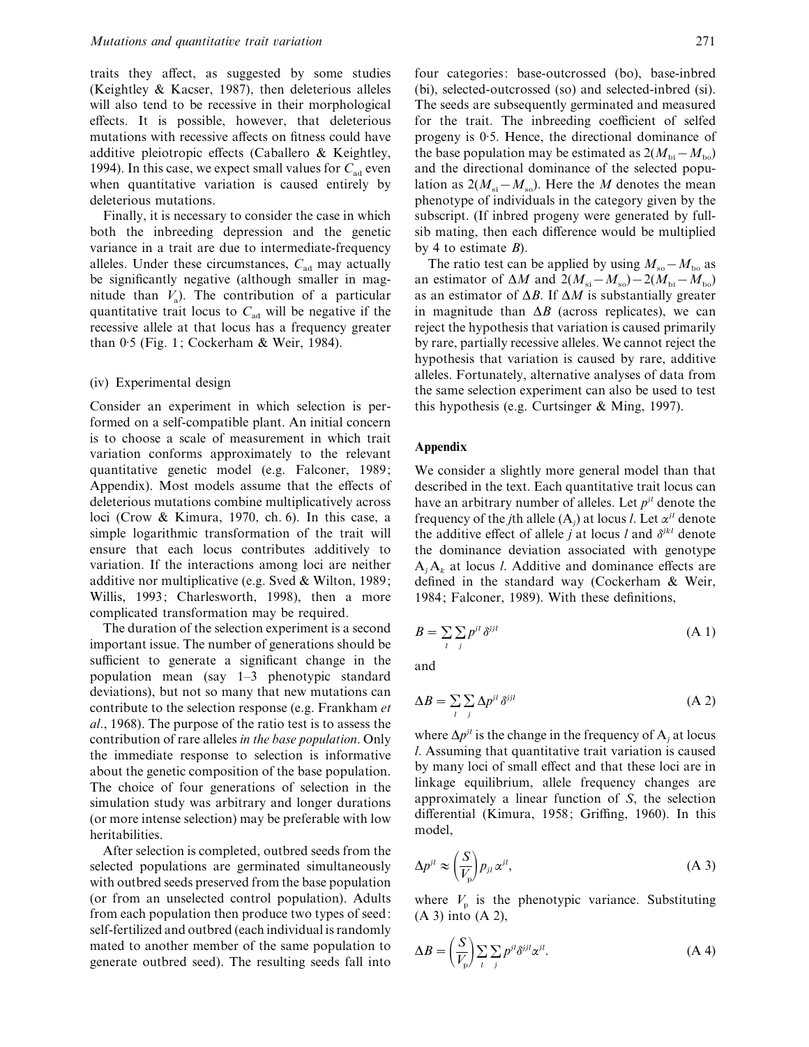traits they affect, as suggested by some studies (Keightley & Kacser, 1987), then deleterious alleles will also tend to be recessive in their morphological effects. It is possible, however, that deleterious mutations with recessive affects on fitness could have additive pleiotropic effects (Caballero & Keightley, 1994). In this case, we expect small values for $C_{ad}$ even when quantitative variation is caused entirely by deleterious mutations.

Finally, it is necessary to consider the case in which both the inbreeding depression and the genetic variance in a trait are due to intermediate-frequency alleles. Under these circumstances, $C_{ad}$ may actually be significantly negative (although smaller in magnitude than $V_a$). The contribution of a particular quantitative trait locus to $C_{ad}$ will be negative if the recessive allele at that locus has a frequency greater than 0·5 (Fig. 1; Cockerham & Weir, 1984).

### (iv) Experimental design

Consider an experiment in which selection is performed on a self-compatible plant. An initial concern is to choose a scale of measurement in which trait variation conforms approximately to the relevant quantitative genetic model (e.g. Falconer, 1989; Appendix). Most models assume that the effects of deleterious mutations combine multiplicatively across loci (Crow & Kimura, 1970, ch. 6). In this case, a simple logarithmic transformation of the trait will ensure that each locus contributes additively to variation. If the interactions among loci are neither additive nor multiplicative (e.g. Sved & Wilton, 1989; Willis, 1993; Charlesworth, 1998), then a more complicated transformation may be required.

The duration of the selection experiment is a second important issue. The number of generations should be sufficient to generate a significant change in the population mean (say 1–3 phenotypic standard deviations), but not so many that new mutations can contribute to the selection response (e.g. Frankham *et al.*, 1968). The purpose of the ratio test is to assess the contribution of rare alleles *in the base population*. Only the immediate response to selection is informative about the genetic composition of the base population. The choice of four generations of selection in the simulation study was arbitrary and longer durations (or more intense selection) may be preferable with low heritabilities.

After selection is completed, outbred seeds from the selected populations are germinated simultaneously with outbred seeds preserved from the base population (or from an unselected control population). Adults from each population then produce two types of seed: self-fertilized and outbred (each individual is randomly mated to another member of the same population to generate outbred seed). The resulting seeds fall into four categories: base-outcrossed (bo), base-inbred (bi), selected-outcrossed (so) and selected-inbred (si). The seeds are subsequently germinated and measured for the trait. The inbreeding coefficient of selfed progeny is 0·5. Hence, the directional dominance of the base population may be estimated as $2(M_{bi}-M_{bo})$ and the directional dominance of the selected population as $2(M_{si}-M_{so})$. Here the $M$ denotes the mean phenotype of individuals in the category given by the subscript. (If inbred progeny were generated by full-sib mating, then each difference would be multiplied by 4 to estimate $B$).

The ratio test can be applied by using $M_{so}-M_{bo}$ as an estimator of $\Delta M$ and $2(M_{si}-M_{so})-2(M_{bi}-M_{bo})$ as an estimator of $\Delta B$. If $\Delta M$ is substantially greater in magnitude than $\Delta B$ (across replicates), we can reject the hypothesis that variation is caused primarily by rare, partially recessive alleles. We cannot reject the hypothesis that variation is caused by rare, additive alleles. Fortunately, alternative analyses of data from the same selection experiment can also be used to test this hypothesis (e.g. Curtsinger & Ming, 1997).

## Appendix

We consider a slightly more general model than that described in the text. Each quantitative trait locus can have an arbitrary number of alleles. Let $p^{jl}$ denote the frequency of the $j$th allele ($A_j$) at locus $l$. Let $\alpha^{jl}$ denote the additive effect of allele $j$ at locus $l$ and $\delta^{jkl}$ denote the dominance deviation associated with genotype $A_jA_k$ at locus $l$. Additive and dominance effects are defined in the standard way (Cockerham & Weir, 1984; Falconer, 1989). With these definitions,

$$B = \sum_l \sum_j p^{jl}\delta^{jjl} \tag{A 1}$$

and

$$\Delta B = \sum_l \sum_j \Delta p^{jl}\delta^{jjl} \tag{A 2}$$

where $\Delta p^{jl}$ is the change in the frequency of $A_j$ at locus $l$. Assuming that quantitative trait variation is caused by many loci of small effect and that these loci are in linkage equilibrium, allele frequency changes are approximately a linear function of $S$, the selection differential (Kimura, 1958; Griffing, 1960). In this model,

$$\Delta p^{jl} \approx \left(\frac{S}{V_p}\right) p_{jl}\alpha^{jl}, \tag{A 3}$$

where $V_p$ is the phenotypic variance. Substituting (A 3) into (A 2),

$$\Delta B = \left(\frac{S}{V_p}\right) \sum_l \sum_j p^{jl}\delta^{jjl}\alpha^{jl}. \tag{A 4}$$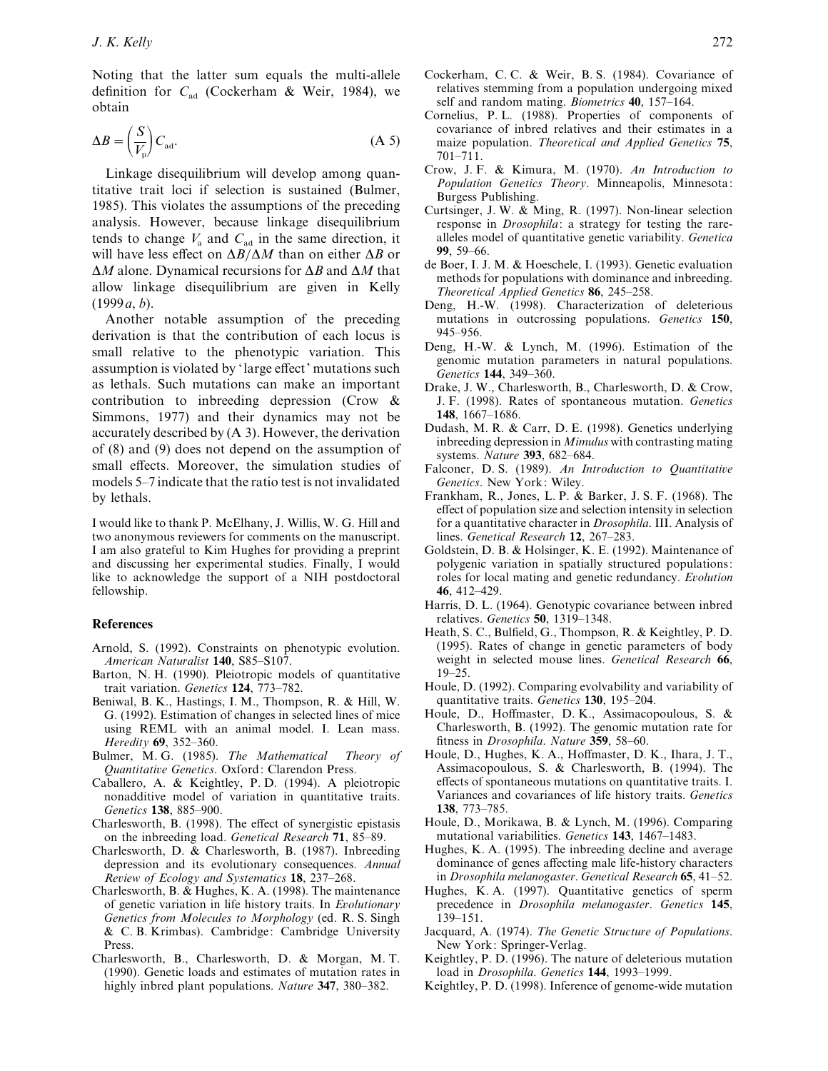Noting that the latter sum equals the multi-allele definition for $C_{ad}$ (Cockerham & Weir, 1984), we obtain

$$\Delta B = \left(\frac{S}{V_p}\right) C_{ad}. \tag{A 5}$$

Linkage disequilibrium will develop among quantitative trait loci if selection is sustained (Bulmer, 1985). This violates the assumptions of the preceding analysis. However, because linkage disequilibrium tends to change $V_a$ and $C_{ad}$ in the same direction, it will have less effect on $\Delta B/\Delta M$ than on either $\Delta B$ or $\Delta M$ alone. Dynamical recursions for $\Delta B$ and $\Delta M$ that allow linkage disequilibrium are given in Kelly (1999*a*, *b*).

Another notable assumption of the preceding derivation is that the contribution of each locus is small relative to the phenotypic variation. This assumption is violated by 'large effect' mutations such as lethals. Such mutations can make an important contribution to inbreeding depression (Crow & Simmons, 1977) and their dynamics may not be accurately described by (A 3). However, the derivation of (8) and (9) does not depend on the assumption of small effects. Moreover, the simulation studies of models 5–7 indicate that the ratio test is not invalidated by lethals.

I would like to thank P. McElhany, J. Willis, W. G. Hill and two anonymous reviewers for comments on the manuscript. I am also grateful to Kim Hughes for providing a preprint and discussing her experimental studies. Finally, I would like to acknowledge the support of a NIH postdoctoral fellowship.

## References

Arnold, S. (1992). Constraints on phenotypic evolution. *American Naturalist* **140**, S85–S107.

Barton, N. H. (1990). Pleiotropic models of quantitative trait variation. *Genetics* **124**, 773–782.

Beniwal, B. K., Hastings, I. M., Thompson, R. & Hill, W. G. (1992). Estimation of changes in selected lines of mice using REML with an animal model. I. Lean mass. *Heredity* **69**, 352–360.

Bulmer, M. G. (1985). *The Mathematical Theory of Quantitative Genetics*. Oxford: Clarendon Press.

Caballero, A. & Keightley, P. D. (1994). A pleiotropic nonadditive model of variation in quantitative traits. *Genetics* **138**, 885–900.

Charlesworth, B. (1998). The effect of synergistic epistasis on the inbreeding load. *Genetical Research* **71**, 85–89.

Charlesworth, D. & Charlesworth, B. (1987). Inbreeding depression and its evolutionary consequences. *Annual Review of Ecology and Systematics* **18**, 237–268.

Charlesworth, B. & Hughes, K. A. (1998). The maintenance of genetic variation in life history traits. In *Evolutionary Genetics from Molecules to Morphology* (ed. R. S. Singh & C. B. Krimbas). Cambridge: Cambridge University Press.

Charlesworth, B., Charlesworth, D. & Morgan, M. T. (1990). Genetic loads and estimates of mutation rates in highly inbred plant populations. *Nature* **347**, 380–382.

Cockerham, C. C. & Weir, B. S. (1984). Covariance of relatives stemming from a population undergoing mixed self and random mating. *Biometrics* **40**, 157–164.

Cornelius, P. L. (1988). Properties of components of covariance of inbred relatives and their estimates in a maize population. *Theoretical and Applied Genetics* **75**, 701–711.

Crow, J. F. & Kimura, M. (1970). *An Introduction to Population Genetics Theory*. Minneapolis, Minnesota: Burgess Publishing.

Curtsinger, J. W. & Ming, R. (1997). Non-linear selection response in *Drosophila*: a strategy for testing the rare-alleles model of quantitative genetic variability. *Genetica* **99**, 59–66.

de Boer, I. J. M. & Hoeschele, I. (1993). Genetic evaluation methods for populations with dominance and inbreeding. *Theoretical Applied Genetics* **86**, 245–258.

Deng, H.-W. (1998). Characterization of deleterious mutations in outcrossing populations. *Genetics* **150**, 945–956.

Deng, H.-W. & Lynch, M. (1996). Estimation of the genomic mutation parameters in natural populations. *Genetics* **144**, 349–360.

Drake, J. W., Charlesworth, B., Charlesworth, D. & Crow, J. F. (1998). Rates of spontaneous mutation. *Genetics* **148**, 1667–1686.

Dudash, M. R. & Carr, D. E. (1998). Genetics underlying inbreeding depression in *Mimulus* with contrasting mating systems. *Nature* **393**, 682–684.

Falconer, D. S. (1989). *An Introduction to Quantitative Genetics*. New York: Wiley.

Frankham, R., Jones, L. P. & Barker, J. S. F. (1968). The effect of population size and selection intensity in selection for a quantitative character in *Drosophila*. III. Analysis of lines. *Genetical Research* **12**, 267–283.

Goldstein, D. B. & Holsinger, K. E. (1992). Maintenance of polygenic variation in spatially structured populations: roles for local mating and genetic redundancy. *Evolution* **46**, 412–429.

Harris, D. L. (1964). Genotypic covariance between inbred relatives. *Genetics* **50**, 1319–1348.

Heath, S. C., Bulfield, G., Thompson, R. & Keightley, P. D. (1995). Rates of change in genetic parameters of body weight in selected mouse lines. *Genetical Research* **66**, 19–25.

Houle, D. (1992). Comparing evolvability and variability of quantitative traits. *Genetics* **130**, 195–204.

Houle, D., Hoffmaster, D. K., Assimacopoulous, S. & Charlesworth, B. (1992). The genomic mutation rate for fitness in *Drosophila*. *Nature* **359**, 58–60.

Houle, D., Hughes, K. A., Hoffmaster, D. K., Ihara, J. T., Assimacopoulous, S. & Charlesworth, B. (1994). The effects of spontaneous mutations on quantitative traits. I. Variances and covariances of life history traits. *Genetics* **138**, 773–785.

Houle, D., Morikawa, B. & Lynch, M. (1996). Comparing mutational variabilities. *Genetics* **143**, 1467–1483.

Hughes, K. A. (1995). The inbreeding decline and average dominance of genes affecting male life-history characters in *Drosophila melanogaster*. *Genetical Research* **65**, 41–52.

Hughes, K. A. (1997). Quantitative genetics of sperm precedence in *Drosophila melanogaster*. *Genetics* **145**, 139–151.

Jacquard, A. (1974). *The Genetic Structure of Populations*. New York: Springer-Verlag.

Keightley, P. D. (1996). The nature of deleterious mutation load in *Drosophila*. *Genetics* **144**, 1993–1999.

Keightley, P. D. (1998). Inference of genome-wide mutation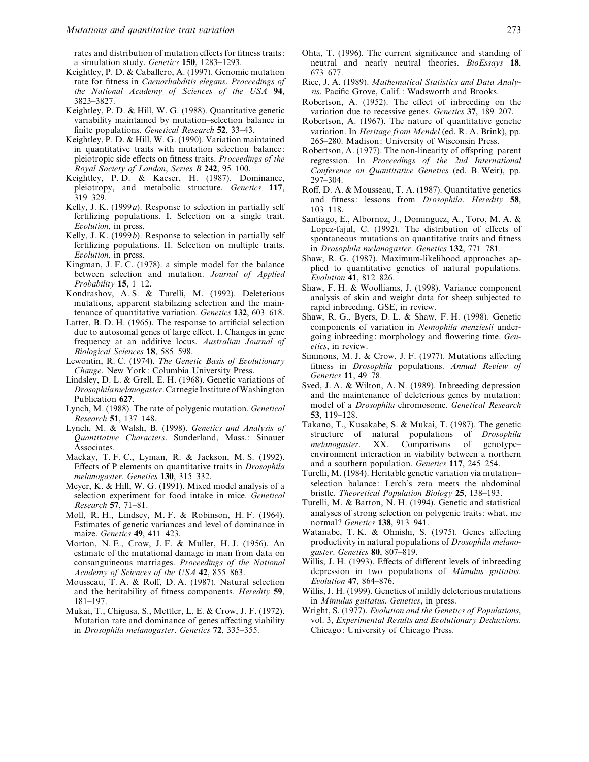rates and distribution of mutation effects for fitness traits: a simulation study. *Genetics* **150**, 1283–1293.

Keightley, P. D. & Caballero, A. (1997). Genomic mutation rate for fitness in *Caenorhabditis elegans*. *Proceedings of the National Academy of Sciences of the USA* **94**, 3823–3827.

Keightley, P. D. & Hill, W. G. (1988). Quantitative genetic variability maintained by mutation–selection balance in finite populations. *Genetical Research* **52**, 33–43.

Keightley, P. D. & Hill, W. G. (1990). Variation maintained in quantitative traits with mutation selection balance: pleiotropic side effects on fitness traits. *Proceedings of the Royal Society of London, Series B* **242**, 95–100.

Keightley, P. D. & Kacser, H. (1987). Dominance, pleiotropy, and metabolic structure. *Genetics* **117**, 319–329.

Kelly, J. K. (1999*a*). Response to selection in partially self fertilizing populations. I. Selection on a single trait. *Evolution*, in press.

Kelly, J. K. (1999*b*). Response to selection in partially self fertilizing populations. II. Selection on multiple traits. *Evolution*, in press.

Kingman, J. F. C. (1978). a simple model for the balance between selection and mutation. *Journal of Applied Probability* **15**, 1–12.

Kondrashov, A. S. & Turelli, M. (1992). Deleterious mutations, apparent stabilizing selection and the maintenance of quantitative variation. *Genetics* **132**, 603–618.

Latter, B. D. H. (1965). The response to artificial selection due to autosomal genes of large effect. I. Changes in gene frequency at an additive locus. *Australian Journal of Biological Sciences* **18**, 585–598.

Lewontin, R. C. (1974). *The Genetic Basis of Evolutionary Change*. New York: Columbia University Press.

Lindsley, D. L. & Grell, E. H. (1968). Genetic variations of *Drosophila melanogaster*. Carnegie Institute of Washington Publication **627**.

Lynch, M. (1988). The rate of polygenic mutation. *Genetical Research* **51**, 137–148.

Lynch, M. & Walsh, B. (1998). *Genetics and Analysis of Quantitative Characters*. Sunderland, Mass.: Sinauer Associates.

Mackay, T. F. C., Lyman, R. & Jackson, M. S. (1992). Effects of P elements on quantitative traits in *Drosophila melanogaster*. *Genetics* **130**, 315–332.

Meyer, K. & Hill, W. G. (1991). Mixed model analysis of a selection experiment for food intake in mice. *Genetical Research* **57**, 71–81.

Moll, R. H., Lindsey, M. F. & Robinson, H. F. (1964). Estimates of genetic variances and level of dominance in maize. *Genetics* **49**, 411–423.

Morton, N. E., Crow, J. F. & Muller, H. J. (1956). An estimate of the mutational damage in man from data on consanguineous marriages. *Proceedings of the National Academy of Sciences of the USA* **42**, 855–863.

Mousseau, T. A. & Roff, D. A. (1987). Natural selection and the heritability of fitness components. *Heredity* **59**, 181–197.

Mukai, T., Chigusa, S., Mettler, L. E. & Crow, J. F. (1972). Mutation rate and dominance of genes affecting viability in *Drosophila melanogaster*. *Genetics* **72**, 335–355.

Ohta, T. (1996). The current significance and standing of neutral and nearly neutral theories. *BioEssays* **18**, 673–677.

Rice, J. A. (1989). *Mathematical Statistics and Data Analysis*. Pacific Grove, Calif.: Wadsworth and Brooks.

Robertson, A. (1952). The effect of inbreeding on the variation due to recessive genes. *Genetics* **37**, 189–207.

Robertson, A. (1967). The nature of quantitative genetic variation. In *Heritage from Mendel* (ed. R. A. Brink), pp. 265–280. Madison: University of Wisconsin Press.

Robertson, A. (1977). The non-linearity of offspring–parent regression. In *Proceedings of the 2nd International Conference on Quantitative Genetics* (ed. B. Weir), pp. 297–304.

Roff, D. A. & Mousseau, T. A. (1987). Quantitative genetics and fitness: lessons from *Drosophila*. *Heredity* **58**, 103–118.

Santiago, E., Albornoz, J., Dominguez, A., Toro, M. A. & Lopez-fajul, C. (1992). The distribution of effects of spontaneous mutations on quantitative traits and fitness in *Drosophila melanogaster*. *Genetics* **132**, 771–781.

Shaw, R. G. (1987). Maximum-likelihood approaches applied to quantitative genetics of natural populations. *Evolution* **41**, 812–826.

Shaw, F. H. & Woolliams, J. (1998). Variance component analysis of skin and weight data for sheep subjected to rapid inbreeding. GSE, in review.

Shaw, R. G., Byers, D. L. & Shaw, F. H. (1998). Genetic components of variation in *Nemophila menziesii* undergoing inbreeding: morphology and flowering time. *Genetics*, in review.

Simmons, M. J. & Crow, J. F. (1977). Mutations affecting fitness in *Drosophila* populations. *Annual Review of Genetics* **11**, 49–78.

Sved, J. A. & Wilton, A. N. (1989). Inbreeding depression and the maintenance of deleterious genes by mutation: model of a *Drosophila* chromosome. *Genetical Research* **53**, 119–128.

Takano, T., Kusakabe, S. & Mukai, T. (1987). The genetic structure of natural populations of *Drosophila melanogaster*. XX. Comparisons of genotype–environment interaction in viability between a northern and a southern population. *Genetics* **117**, 245–254.

Turelli, M. (1984). Heritable genetic variation via mutation–selection balance: Lerch's zeta meets the abdominal bristle. *Theoretical Population Biology* **25**, 138–193.

Turelli, M. & Barton, N. H. (1994). Genetic and statistical analyses of strong selection on polygenic traits: what, me normal? *Genetics* **138**, 913–941.

Watanabe, T. K. & Ohnishi, S. (1975). Genes affecting productivity in natural populations of *Drosophila melanogaster*. *Genetics* **80**, 807–819.

Willis, J. H. (1993). Effects of different levels of inbreeding depression in two populations of *Mimulus guttatus*. *Evolution* **47**, 864–876.

Willis, J. H. (1999). Genetics of mildly deleterious mutations in *Mimulus guttatus*. *Genetics*, in press.

Wright, S. (1977). *Evolution and the Genetics of Populations*, vol. 3, *Experimental Results and Evolutionary Deductions*. Chicago: University of Chicago Press.